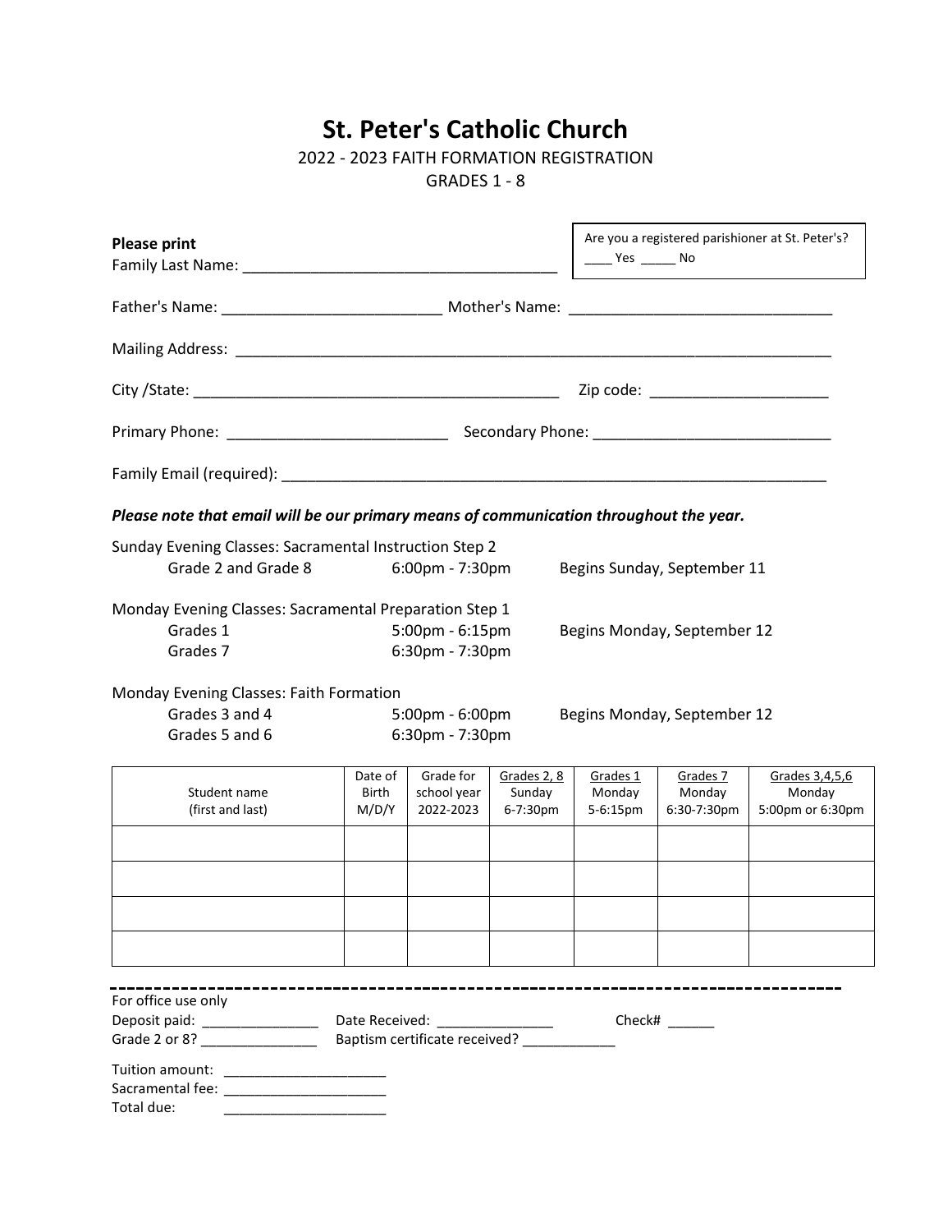# St. Peter's Catholic Church

2022 - 2023 FAITH FORMATION REGISTRATION

GRADES 1 - 8

**Please print**

Family Last Name: ____________________________________

Are you a registered parishioner at St. Peter's? ____ Yes _____ No

Father's Name: _________________________ Mother's Name: ______________________________

Mailing Address: _______________________________________________________________________

City /State: __________________________________________ Zip code: ____________________

Primary Phone: _________________________ Secondary Phone: ___________________________

Family Email (required): _______________________________________________________________

***Please note that email will be our primary means of communication throughout the year.***

Sunday Evening Classes: Sacramental Instruction Step 2

Grade 2 and Grade 8 6:00pm - 7:30pm Begins Sunday, September 11

Monday Evening Classes: Sacramental Preparation Step 1

Grades 1 5:00pm - 6:15pm Begins Monday, September 12

Grades 7 6:30pm - 7:30pm

Monday Evening Classes: Faith Formation

Grades 3 and 4 5:00pm - 6:00pm Begins Monday, September 12

Grades 5 and 6 6:30pm - 7:30pm

| Student name (first and last) | Date of Birth M/D/Y | Grade for school year 2022-2023 | Grades 2, 8 Sunday 6-7:30pm | Grades 1 Monday 5-6:15pm | Grades 7 Monday 6:30-7:30pm | Grades 3,4,5,6 Monday 5:00pm or 6:30pm |
|---|---|---|---|---|---|---|
| | | | | | | |
| | | | | | | |
| | | | | | | |
| | | | | | | |

---

For office use only

Deposit paid: _______________ Date Received: _______________ Check# ______

Grade 2 or 8? _______________ Baptism certificate received? ____________

Tuition amount: _____________________

Sacramental fee: _____________________

Total due: _____________________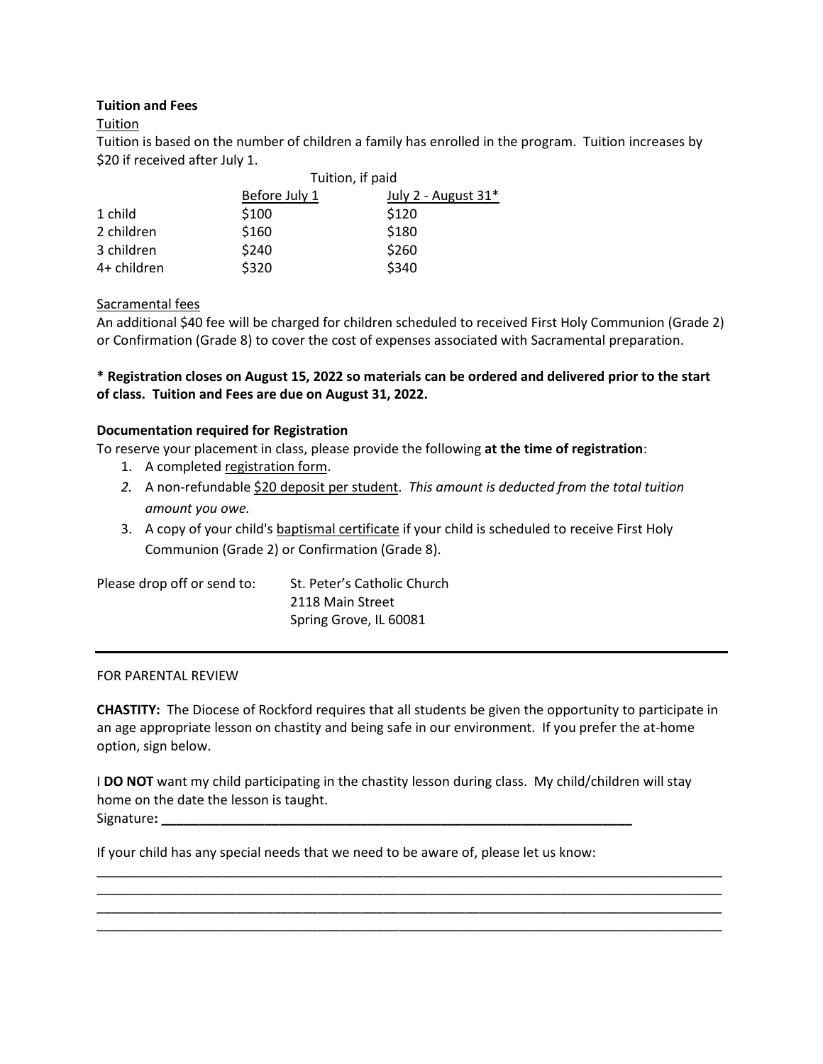**Tuition and Fees**

Tuition

Tuition is based on the number of children a family has enrolled in the program. Tuition increases by $20 if received after July 1.

| | Tuition, if paid | |
|---|---|---|
| | Before July 1 | July 2 - August 31* |
| 1 child | $100 | $120 |
| 2 children | $160 | $180 |
| 3 children | $240 | $260 |
| 4+ children | $320 | $340 |

Sacramental fees

An additional $40 fee will be charged for children scheduled to received First Holy Communion (Grade 2) or Confirmation (Grade 8) to cover the cost of expenses associated with Sacramental preparation.

**\* Registration closes on August 15, 2022 so materials can be ordered and delivered prior to the start of class. Tuition and Fees are due on August 31, 2022.**

**Documentation required for Registration**

To reserve your placement in class, please provide the following **at the time of registration**:

1. A completed registration form.
2. A non-refundable $20 deposit per student. *This amount is deducted from the total tuition amount you owe.*
3. A copy of your child's baptismal certificate if your child is scheduled to receive First Holy Communion (Grade 2) or Confirmation (Grade 8).

Please drop off or send to:

St. Peter's Catholic Church
2118 Main Street
Spring Grove, IL 60081

---

FOR PARENTAL REVIEW

**CHASTITY:** The Diocese of Rockford requires that all students be given the opportunity to participate in an age appropriate lesson on chastity and being safe in our environment. If you prefer the at-home option, sign below.

I **DO NOT** want my child participating in the chastity lesson during class. My child/children will stay home on the date the lesson is taught.

Signature**: ________________________________________________**

If your child has any special needs that we need to be aware of, please let us know:

________________________________________________________________________________
________________________________________________________________________________
________________________________________________________________________________
________________________________________________________________________________